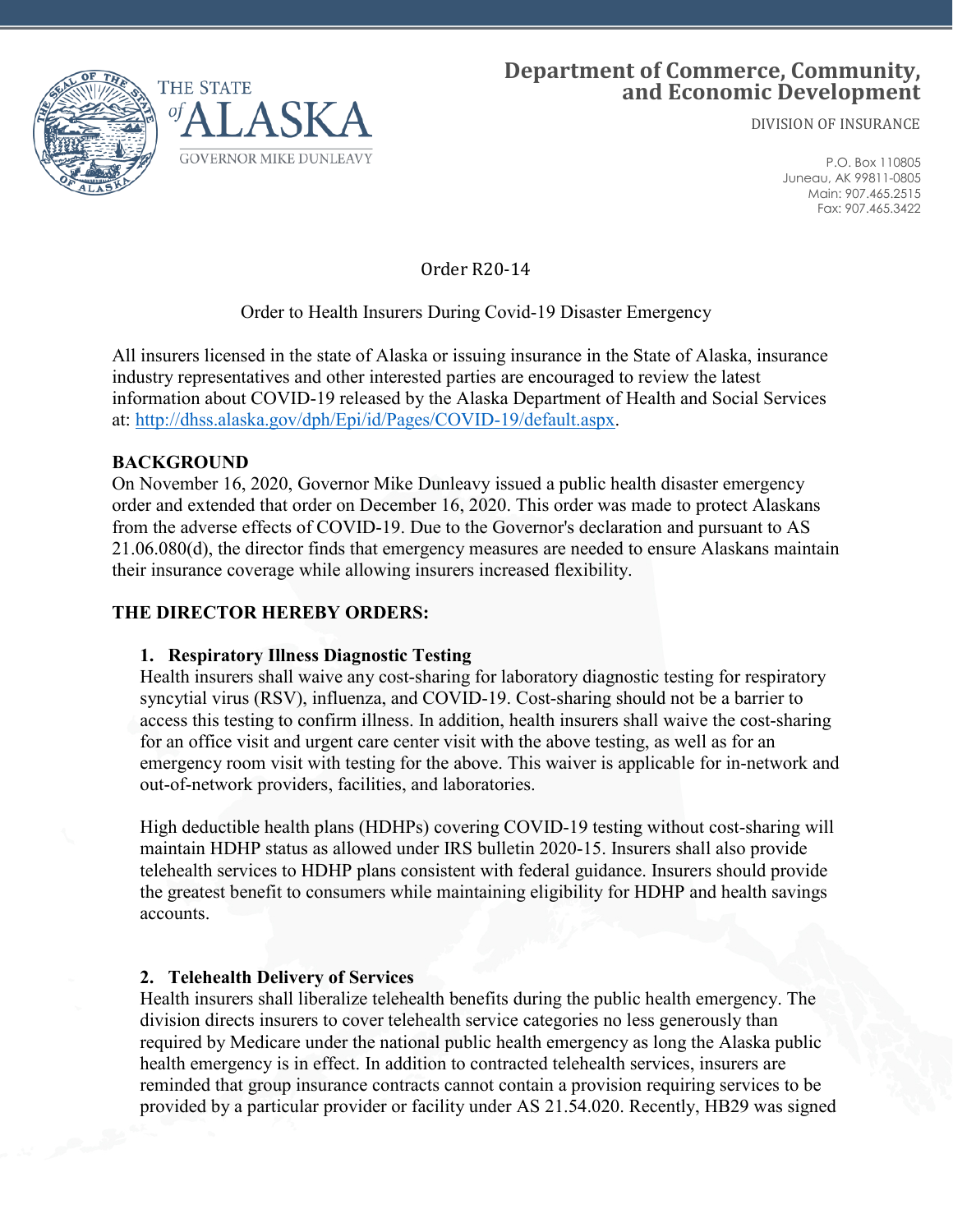# Department of Commerce, Community, and Economic Development

DIVISION OF INSURANCE

THE STATE of ALASKA
GOVERNOR MIKE DUNLEAVY

P.O. Box 110805
Juneau, AK 99811-0805
Main: 907.465.2515
Fax: 907.465.3422

Order R20-14

Order to Health Insurers During Covid-19 Disaster Emergency

All insurers licensed in the state of Alaska or issuing insurance in the State of Alaska, insurance industry representatives and other interested parties are encouraged to review the latest information about COVID-19 released by the Alaska Department of Health and Social Services at: http://dhss.alaska.gov/dph/Epi/id/Pages/COVID-19/default.aspx.

## BACKGROUND

On November 16, 2020, Governor Mike Dunleavy issued a public health disaster emergency order and extended that order on December 16, 2020. This order was made to protect Alaskans from the adverse effects of COVID-19. Due to the Governor's declaration and pursuant to AS 21.06.080(d), the director finds that emergency measures are needed to ensure Alaskans maintain their insurance coverage while allowing insurers increased flexibility.

## THE DIRECTOR HEREBY ORDERS:

### 1. Respiratory Illness Diagnostic Testing

Health insurers shall waive any cost-sharing for laboratory diagnostic testing for respiratory syncytial virus (RSV), influenza, and COVID-19. Cost-sharing should not be a barrier to access this testing to confirm illness. In addition, health insurers shall waive the cost-sharing for an office visit and urgent care center visit with the above testing, as well as for an emergency room visit with testing for the above. This waiver is applicable for in-network and out-of-network providers, facilities, and laboratories.

High deductible health plans (HDHPs) covering COVID-19 testing without cost-sharing will maintain HDHP status as allowed under IRS bulletin 2020-15. Insurers shall also provide telehealth services to HDHP plans consistent with federal guidance. Insurers should provide the greatest benefit to consumers while maintaining eligibility for HDHP and health savings accounts.

### 2. Telehealth Delivery of Services

Health insurers shall liberalize telehealth benefits during the public health emergency. The division directs insurers to cover telehealth service categories no less generously than required by Medicare under the national public health emergency as long the Alaska public health emergency is in effect. In addition to contracted telehealth services, insurers are reminded that group insurance contracts cannot contain a provision requiring services to be provided by a particular provider or facility under AS 21.54.020. Recently, HB29 was signed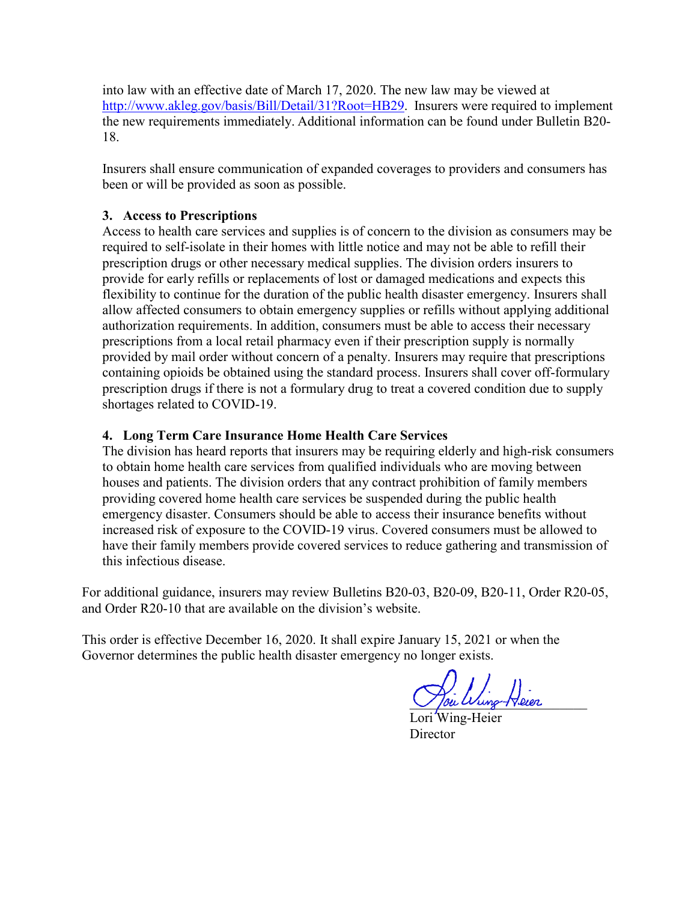into law with an effective date of March 17, 2020. The new law may be viewed at http://www.akleg.gov/basis/Bill/Detail/31?Root=HB29. Insurers were required to implement the new requirements immediately. Additional information can be found under Bulletin B20-18.

Insurers shall ensure communication of expanded coverages to providers and consumers has been or will be provided as soon as possible.

3. **Access to Prescriptions**

Access to health care services and supplies is of concern to the division as consumers may be required to self-isolate in their homes with little notice and may not be able to refill their prescription drugs or other necessary medical supplies. The division orders insurers to provide for early refills or replacements of lost or damaged medications and expects this flexibility to continue for the duration of the public health disaster emergency. Insurers shall allow affected consumers to obtain emergency supplies or refills without applying additional authorization requirements. In addition, consumers must be able to access their necessary prescriptions from a local retail pharmacy even if their prescription supply is normally provided by mail order without concern of a penalty. Insurers may require that prescriptions containing opioids be obtained using the standard process. Insurers shall cover off-formulary prescription drugs if there is not a formulary drug to treat a covered condition due to supply shortages related to COVID-19.

4. **Long Term Care Insurance Home Health Care Services**

The division has heard reports that insurers may be requiring elderly and high-risk consumers to obtain home health care services from qualified individuals who are moving between houses and patients. The division orders that any contract prohibition of family members providing covered home health care services be suspended during the public health emergency disaster. Consumers should be able to access their insurance benefits without increased risk of exposure to the COVID-19 virus. Covered consumers must be allowed to have their family members provide covered services to reduce gathering and transmission of this infectious disease.

For additional guidance, insurers may review Bulletins B20-03, B20-09, B20-11, Order R20-05, and Order R20-10 that are available on the division's website.

This order is effective December 16, 2020. It shall expire January 15, 2021 or when the Governor determines the public health disaster emergency no longer exists.

Lori Wing-Heier
Director